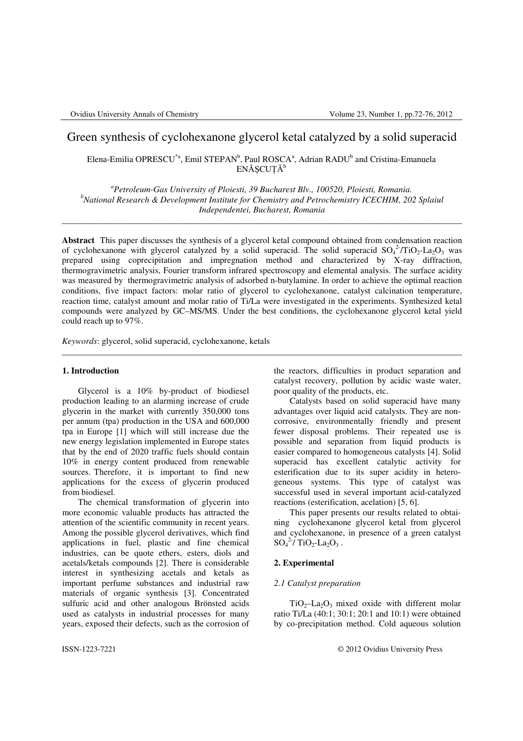# Green synthesis of cyclohexanone glycerol ketal catalyzed by a solid superacid

Elena-Emilia OPRESCU[*a], Emil STEPAN[b], Paul ROSCA[a], Adrian RADU[b] and Cristina-Emanuela ENĂŞCUŢĂ[b]

[a]*Petroleum-Gas University of Ploiesti, 39 Bucharest Blv., 100520, Ploiesti, Romania.*
[b]*National Research & Development Institute for Chemistry and Petrochemistry ICECHIM, 202 Splaiul Independentei, Bucharest, Romania*

---

**Abstract** This paper discusses the synthesis of a glycerol ketal compound obtained from condensation reaction of cyclohexanone with glycerol catalyzed by a solid superacid. The solid superacid $SO_4^{2-}/TiO_2$-$La_2O_3$ was prepared using coprecipitation and impregnation method and characterized by X-ray diffraction, thermogravimetric analysis, Fourier transform infrared spectroscopy and elemental analysis. The surface acidity was measured by thermogravimetric analysis of adsorbed n-butylamine. In order to achieve the optimal reaction conditions, five impact factors: molar ratio of glycerol to cyclohexanone, catalyst calcination temperature, reaction time, catalyst amount and molar ratio of Ti/La were investigated in the experiments. Synthesized ketal compounds were analyzed by GC–MS/MS. Under the best conditions, the cyclohexanone glycerol ketal yield could reach up to 97%.

*Keywords*: glycerol, solid superacid, cyclohexanone, ketals

---

## 1. Introduction

Glycerol is a 10% by-product of biodiesel production leading to an alarming increase of crude glycerin in the market with currently 350,000 tons per annum (tpa) production in the USA and 600,000 tpa in Europe [1] which will still increase due the new energy legislation implemented in Europe states that by the end of 2020 traffic fuels should contain 10% in energy content produced from renewable sources. Therefore, it is important to find new applications for the excess of glycerin produced from biodiesel.

The chemical transformation of glycerin into more economic valuable products has attracted the attention of the scientific community in recent years. Among the possible glycerol derivatives, which find applications in fuel, plastic and fine chemical industries, can be quote ethers, esters, diols and acetals/ketals compounds [2]. There is considerable interest in synthesizing acetals and ketals as important perfume substances and industrial raw materials of organic synthesis [3]. Concentrated sulfuric acid and other analogous Brönsted acids used as catalysts in industrial processes for many years, exposed their defects, such as the corrosion of the reactors, difficulties in product separation and catalyst recovery, pollution by acidic waste water, poor quality of the products, etc.

Catalysts based on solid superacid have many advantages over liquid acid catalysts. They are non-corrosive, environmentally friendly and present fewer disposal problems. Their repeated use is possible and separation from liquid products is easier compared to homogeneous catalysts [4]. Solid superacid has excellent catalytic activity for esterification due to its super acidity in hetero-geneous systems. This type of catalyst was successful used in several important acid-catalyzed reactions (esterification, acelation) [5, 6].

This paper presents our results related to obtaining cyclohexanone glycerol ketal from glycerol and cyclohexanone, in presence of a green catalyst $SO_4^{2-}/TiO_2$-$La_2O_3$ .

## 2. Experimental

### *2.1 Catalyst preparation*

$TiO_2$–$La_2O_3$ mixed oxide with different molar ratio Ti/La (40:1; 30:1; 20:1 and 10:1) were obtained by co-precipitation method. Cold aqueous solution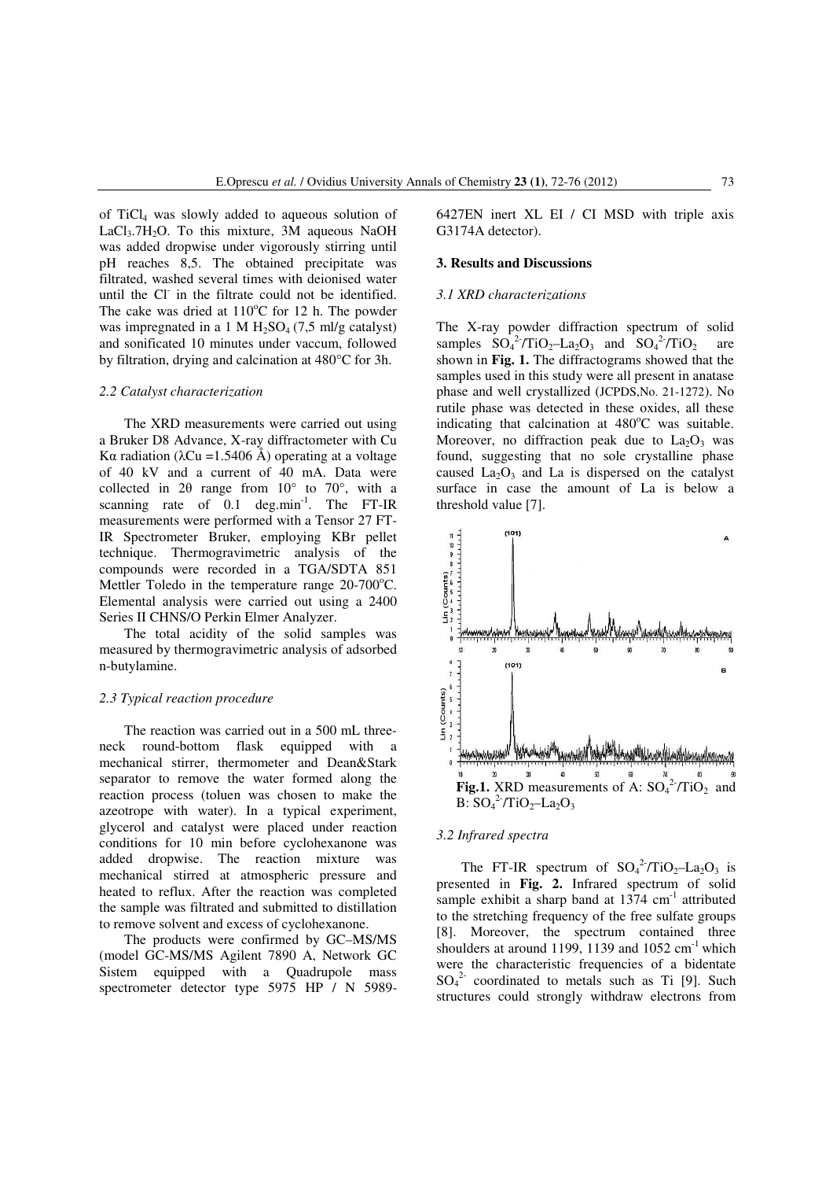of $TiCl_4$ was slowly added to aqueous solution of $LaCl_3.7H_2O$. To this mixture, 3M aqueous NaOH was added dropwise under vigorously stirring until pH reaches 8,5. The obtained precipitate was filtrated, washed several times with deionised water until the $Cl^-$ in the filtrate could not be identified. The cake was dried at 110°C for 12 h. The powder was impregnated in a 1 M $H_2SO_4$ (7,5 ml/g catalyst) and sonificated 10 minutes under vaccum, followed by filtration, drying and calcination at 480°C for 3h.

### *2.2 Catalyst characterization*

The XRD measurements were carried out using a Bruker D8 Advance, X-ray diffractometer with Cu Kα radiation (λCu =1.5406 Å) operating at a voltage of 40 kV and a current of 40 mA. Data were collected in 2θ range from 10° to 70°, with a scanning rate of 0.1 deg.min$^{-1}$. The FT-IR measurements were performed with a Tensor 27 FT-IR Spectrometer Bruker, employing KBr pellet technique. Thermogravimetric analysis of the compounds were recorded in a TGA/SDTA 851 Mettler Toledo in the temperature range 20-700°C. Elemental analysis were carried out using a 2400 Series II CHNS/O Perkin Elmer Analyzer.

The total acidity of the solid samples was measured by thermogravimetric analysis of adsorbed n-butylamine.

### *2.3 Typical reaction procedure*

The reaction was carried out in a 500 mL three-neck round-bottom flask equipped with a mechanical stirrer, thermometer and Dean&Stark separator to remove the water formed along the reaction process (toluen was chosen to make the azeotrope with water). In a typical experiment, glycerol and catalyst were placed under reaction conditions for 10 min before cyclohexanone was added dropwise. The reaction mixture was mechanical stirred at atmospheric pressure and heated to reflux. After the reaction was completed the sample was filtrated and submitted to distillation to remove solvent and excess of cyclohexanone.

The products were confirmed by GC–MS/MS (model GC-MS/MS Agilent 7890 A, Network GC Sistem equipped with a Quadrupole mass spectrometer detector type 5975 HP / N 5989-6427EN inert XL EI / CI MSD with triple axis G3174A detector).

## 3. Results and Discussions

### *3.1 XRD characterizations*

The X-ray powder diffraction spectrum of solid samples $SO_4^{2-}/TiO_2–La_2O_3$ and $SO_4^{2-}/TiO_2$ are shown in **Fig. 1.** The diffractograms showed that the samples used in this study were all present in anatase phase and well crystallized (JCPDS,No. 21-1272). No rutile phase was detected in these oxides, all these indicating that calcination at 480°C was suitable. Moreover, no diffraction peak due to $La_2O_3$ was found, suggesting that no sole crystalline phase caused $La_2O_3$ and La is dispersed on the catalyst surface in case the amount of La is below a threshold value [7].

**Fig.1.** XRD measurements of A: $SO_4^{2-}/TiO_2$ and B: $SO_4^{2-}/TiO_2–La_2O_3$

### *3.2 Infrared spectra*

The FT-IR spectrum of $SO_4^{2-}/TiO_2–La_2O_3$ is presented in **Fig. 2.** Infrared spectrum of solid sample exhibit a sharp band at 1374 cm$^{-1}$ attributed to the stretching frequency of the free sulfate groups [8]. Moreover, the spectrum contained three shoulders at around 1199, 1139 and 1052 cm$^{-1}$ which were the characteristic frequencies of a bidentate $SO_4^{2-}$ coordinated to metals such as Ti [9]. Such structures could strongly withdraw electrons from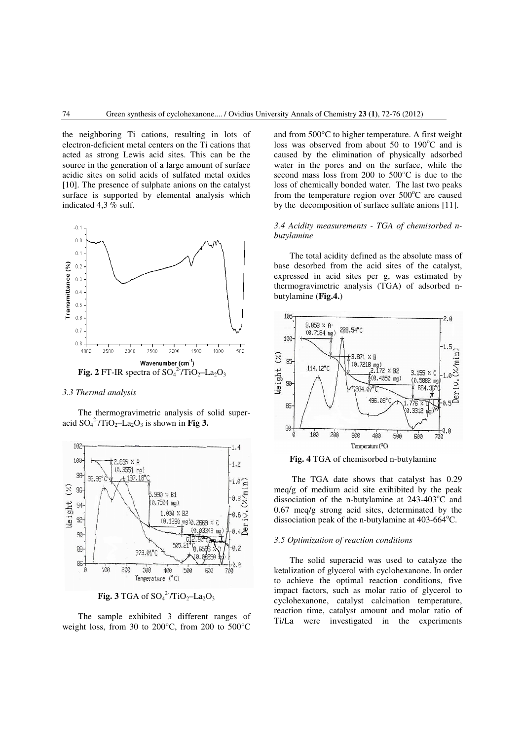the neighboring Ti cations, resulting in lots of electron-deficient metal centers on the Ti cations that acted as strong Lewis acid sites. This can be the source in the generation of a large amount of surface acidic sites on solid acids of sulfated metal oxides [10]. The presence of sulphate anions on the catalyst surface is supported by elemental analysis which indicated 4,3 % sulf.

**Fig. 2** FT-IR spectra of $SO_4^{2-}/TiO_2–La_2O_3$

### *3.3 Thermal analysis*

The thermogravimetric analysis of solid superacid $SO_4^{2-}/TiO_2–La_2O_3$ is shown in **Fig 3.**

**Fig. 3** TGA of $SO_4^{2-}/TiO_2–La_2O_3$

The sample exhibited 3 different ranges of weight loss, from 30 to 200°C, from 200 to 500°C and from 500°C to higher temperature. A first weight loss was observed from about 50 to 190°C and is caused by the elimination of physically adsorbed water in the pores and on the surface, while the second mass loss from 200 to 500°C is due to the loss of chemically bonded water. The last two peaks from the temperature region over 500°C are caused by the decomposition of surface sulfate anions [11].

### *3.4 Acidity measurements - TGA of chemisorbed n-butylamine*

The total acidity defined as the absolute mass of base desorbed from the acid sites of the catalyst, expressed in acid sites per g, was estimated by thermogravimetric analysis (TGA) of adsorbed n-butylamine (**Fig.4.**)

**Fig. 4** TGA of chemisorbed n-butylamine

The TGA date shows that catalyst has 0.29 meq/g of medium acid site exihibited by the peak dissociation of the n-butylamine at 243-403°C and 0.67 meq/g strong acid sites, determinated by the dissociation peak of the n-butylamine at 403-664°C.

### *3.5 Optimization of reaction conditions*

The solid superacid was used to catalyze the ketalization of glycerol with cyclohexanone. In order to achieve the optimal reaction conditions, five impact factors, such as molar ratio of glycerol to cyclohexanone, catalyst calcination temperature, reaction time, catalyst amount and molar ratio of Ti/La were investigated in the experiments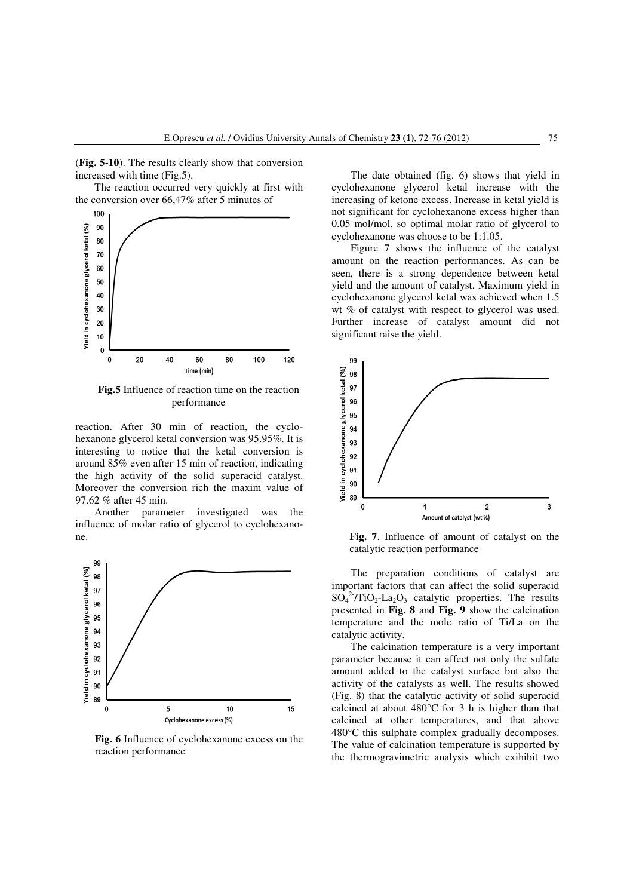(**Fig. 5-10**). The results clearly show that conversion increased with time (Fig.5).

The reaction occurred very quickly at first with the conversion over 66,47% after 5 minutes of reaction. After 30 min of reaction, the cyclohexanone glycerol ketal conversion was 95.95%. It is interesting to notice that the ketal conversion is around 85% even after 15 min of reaction, indicating the high activity of the solid superacid catalyst. Moreover the conversion rich the maxim value of 97.62 % after 45 min.

**Fig.5** Influence of reaction time on the reaction performance

Another parameter investigated was the influence of molar ratio of glycerol to cyclohexanone.

**Fig. 6** Influence of cyclohexanone excess on the reaction performance

The date obtained (fig. 6) shows that yield in cyclohexanone glycerol ketal increase with the increasing of ketone excess. Increase in ketal yield is not significant for cyclohexanone excess higher than 0,05 mol/mol, so optimal molar ratio of glycerol to cyclohexanone was choose to be 1:1.05.

Figure 7 shows the influence of the catalyst amount on the reaction performances. As can be seen, there is a strong dependence between ketal yield and the amount of catalyst. Maximum yield in cyclohexanone glycerol ketal was achieved when 1.5 wt % of catalyst with respect to glycerol was used. Further increase of catalyst amount did not significant raise the yield.

**Fig. 7**. Influence of amount of catalyst on the catalytic reaction performance

The preparation conditions of catalyst are important factors that can affect the solid superacid $SO_4^{2-}/TiO_2$-$La_2O_3$ catalytic properties. The results presented in **Fig. 8** and **Fig. 9** show the calcination temperature and the mole ratio of Ti/La on the catalytic activity.

The calcination temperature is a very important parameter because it can affect not only the sulfate amount added to the catalyst surface but also the activity of the catalysts as well. The results showed (Fig. 8) that the catalytic activity of solid superacid calcined at about 480°C for 3 h is higher than that calcined at other temperatures, and that above 480°C this sulphate complex gradually decomposes. The value of calcination temperature is supported by the thermogravimetric analysis which exihibit two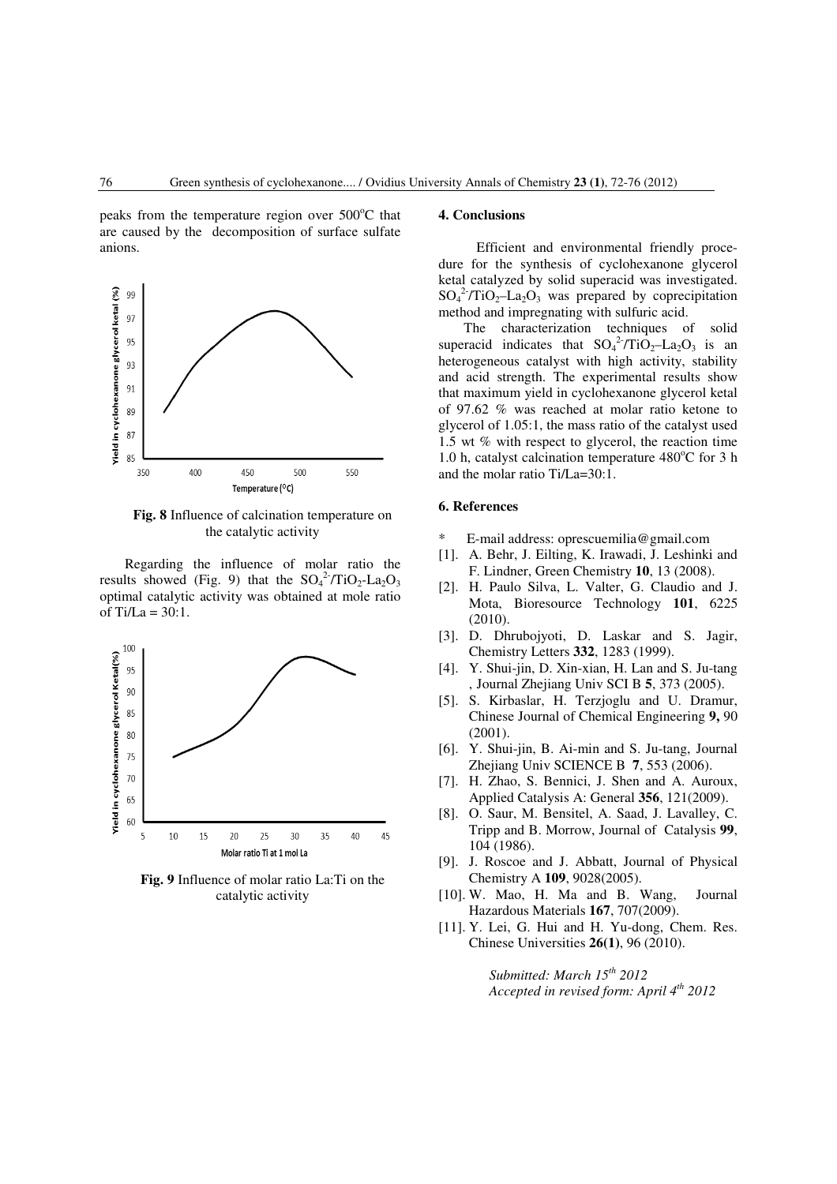peaks from the temperature region over 500°C that are caused by the decomposition of surface sulfate anions.

Yield in cyclohexanone glycerol ketal (%)

99
97
95
93
91
89
87
85

350 400 450 500 550

Temperature (°C)

**Fig. 8** Influence of calcination temperature on the catalytic activity

Regarding the influence of molar ratio the results showed (Fig. 9) that the $SO_4^{2-}/TiO_2$-$La_2O_3$ optimal catalytic activity was obtained at mole ratio of Ti/La = 30:1.

Yield in cyclohexanone glycerol Ketal(%)

100
95
90
85
80
75
70
65
60

5 10 15 20 25 30 35 40 45

Molar ratio Ti at 1 mol La

**Fig. 9** Influence of molar ratio La:Ti on the catalytic activity

## 4. Conclusions

Efficient and environmental friendly procedure for the synthesis of cyclohexanone glycerol ketal catalyzed by solid superacid was investigated. $SO_4^{2-}/TiO_2$–$La_2O_3$ was prepared by coprecipitation method and impregnating with sulfuric acid.

The characterization techniques of solid superacid indicates that $SO_4^{2-}/TiO_2$–$La_2O_3$ is an heterogeneous catalyst with high activity, stability and acid strength. The experimental results show that maximum yield in cyclohexanone glycerol ketal of 97.62 % was reached at molar ratio ketone to glycerol of 1.05:1, the mass ratio of the catalyst used 1.5 wt % with respect to glycerol, the reaction time 1.0 h, catalyst calcination temperature 480°C for 3 h and the molar ratio Ti/La=30:1.

## 6. References

\* E-mail address: oprescuemilia@gmail.com

[1]. A. Behr, J. Eilting, K. Irawadi, J. Leshinki and F. Lindner, Green Chemistry **10**, 13 (2008).

[2]. H. Paulo Silva, L. Valter, G. Claudio and J. Mota, Bioresource Technology **101**, 6225 (2010).

[3]. D. Dhrubojyoti, D. Laskar and S. Jagir, Chemistry Letters **332**, 1283 (1999).

[4]. Y. Shui-jin, D. Xin-xian, H. Lan and S. Ju-tang, Journal Zhejiang Univ SCI B **5**, 373 (2005).

[5]. S. Kirbaslar, H. Terzjoglu and U. Dramur, Chinese Journal of Chemical Engineering **9,** 90 (2001).

[6]. Y. Shui-jin, B. Ai-min and S. Ju-tang, Journal Zhejiang Univ SCIENCE B **7**, 553 (2006).

[7]. H. Zhao, S. Bennici, J. Shen and A. Auroux, Applied Catalysis A: General **356**, 121(2009).

[8]. O. Saur, M. Bensitel, A. Saad, J. Lavalley, C. Tripp and B. Morrow, Journal of Catalysis **99**, 104 (1986).

[9]. J. Roscoe and J. Abbatt, Journal of Physical Chemistry A **109**, 9028(2005).

[10]. W. Mao, H. Ma and B. Wang, Journal Hazardous Materials **167**, 707(2009).

[11]. Y. Lei, G. Hui and H. Yu-dong, Chem. Res. Chinese Universities **26(1)**, 96 (2010).

*Submitted: March 15th 2012*
*Accepted in revised form: April 4th 2012*